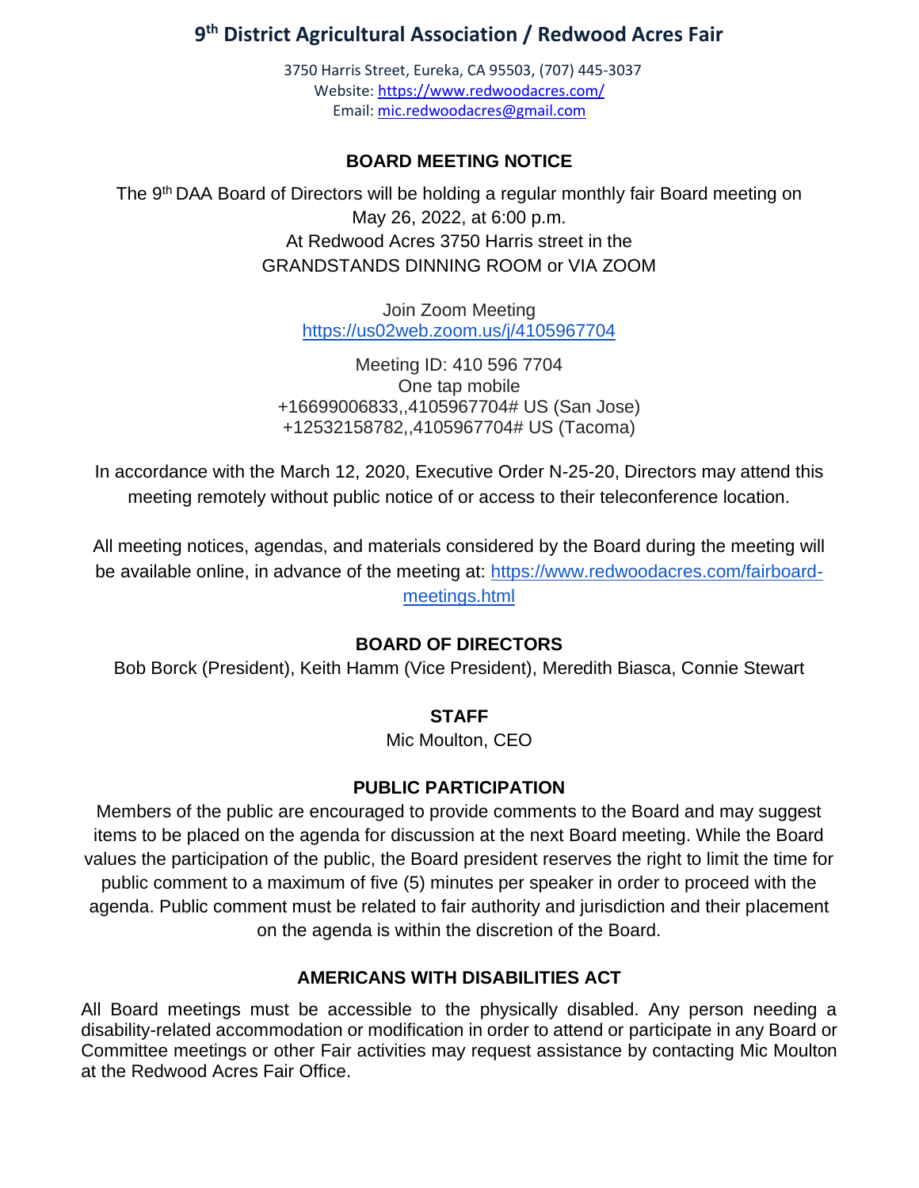# 9th District Agricultural Association / Redwood Acres Fair

3750 Harris Street, Eureka, CA 95503, (707) 445-3037
Website: https://www.redwoodacres.com/
Email: mic.redwoodacres@gmail.com

## BOARD MEETING NOTICE

The 9th DAA Board of Directors will be holding a regular monthly fair Board meeting on May 26, 2022, at 6:00 p.m.
At Redwood Acres 3750 Harris street in the
GRANDSTANDS DINNING ROOM or VIA ZOOM

Join Zoom Meeting
https://us02web.zoom.us/j/4105967704

Meeting ID: 410 596 7704
One tap mobile
+16699006833,,4105967704# US (San Jose)
+12532158782,,4105967704# US (Tacoma)

In accordance with the March 12, 2020, Executive Order N-25-20, Directors may attend this meeting remotely without public notice of or access to their teleconference location.

All meeting notices, agendas, and materials considered by the Board during the meeting will be available online, in advance of the meeting at: https://www.redwoodacres.com/fairboard-meetings.html

## BOARD OF DIRECTORS

Bob Borck (President), Keith Hamm (Vice President), Meredith Biasca, Connie Stewart

## STAFF

Mic Moulton, CEO

## PUBLIC PARTICIPATION

Members of the public are encouraged to provide comments to the Board and may suggest items to be placed on the agenda for discussion at the next Board meeting. While the Board values the participation of the public, the Board president reserves the right to limit the time for public comment to a maximum of five (5) minutes per speaker in order to proceed with the agenda. Public comment must be related to fair authority and jurisdiction and their placement on the agenda is within the discretion of the Board.

## AMERICANS WITH DISABILITIES ACT

All Board meetings must be accessible to the physically disabled. Any person needing a disability-related accommodation or modification in order to attend or participate in any Board or Committee meetings or other Fair activities may request assistance by contacting Mic Moulton at the Redwood Acres Fair Office.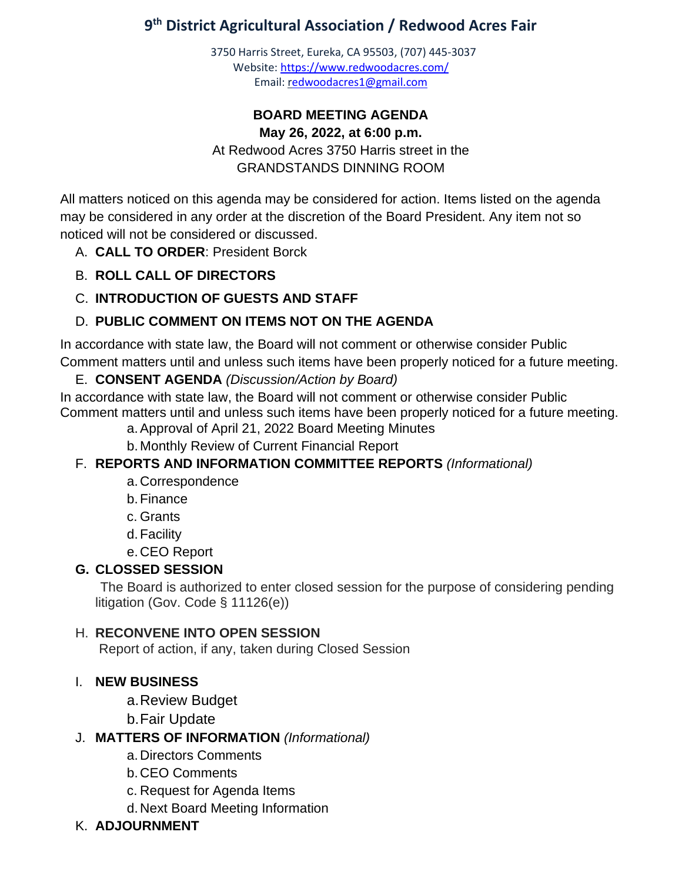# 9[th] District Agricultural Association / Redwood Acres Fair

3750 Harris Street, Eureka, CA 95503, (707) 445-3037
Website: https://www.redwoodacres.com/
Email: redwoodacres1@gmail.com

**BOARD MEETING AGENDA**
**May 26, 2022, at 6:00 p.m.**
At Redwood Acres 3750 Harris street in the
GRANDSTANDS DINNING ROOM

All matters noticed on this agenda may be considered for action. Items listed on the agenda may be considered in any order at the discretion of the Board President. Any item not so noticed will not be considered or discussed.

A. **CALL TO ORDER**: President Borck

B. **ROLL CALL OF DIRECTORS**

C. **INTRODUCTION OF GUESTS AND STAFF**

D. **PUBLIC COMMENT ON ITEMS NOT ON THE AGENDA**

In accordance with state law, the Board will not comment or otherwise consider Public Comment matters until and unless such items have been properly noticed for a future meeting.

E. **CONSENT AGENDA** *(Discussion/Action by Board)*

In accordance with state law, the Board will not comment or otherwise consider Public Comment matters until and unless such items have been properly noticed for a future meeting.

   a. Approval of April 21, 2022 Board Meeting Minutes
   b. Monthly Review of Current Financial Report

F. **REPORTS AND INFORMATION COMMITTEE REPORTS** *(Informational)*

   a. Correspondence
   b. Finance
   c. Grants
   d. Facility
   e. CEO Report

**G. CLOSSED SESSION**

The Board is authorized to enter closed session for the purpose of considering pending litigation (Gov. Code § 11126(e))

H. **RECONVENE INTO OPEN SESSION**

Report of action, if any, taken during Closed Session

I. **NEW BUSINESS**

   a. Review Budget
   b. Fair Update

J. **MATTERS OF INFORMATION** *(Informational)*

   a. Directors Comments
   b. CEO Comments
   c. Request for Agenda Items
   d. Next Board Meeting Information

K. **ADJOURNMENT**